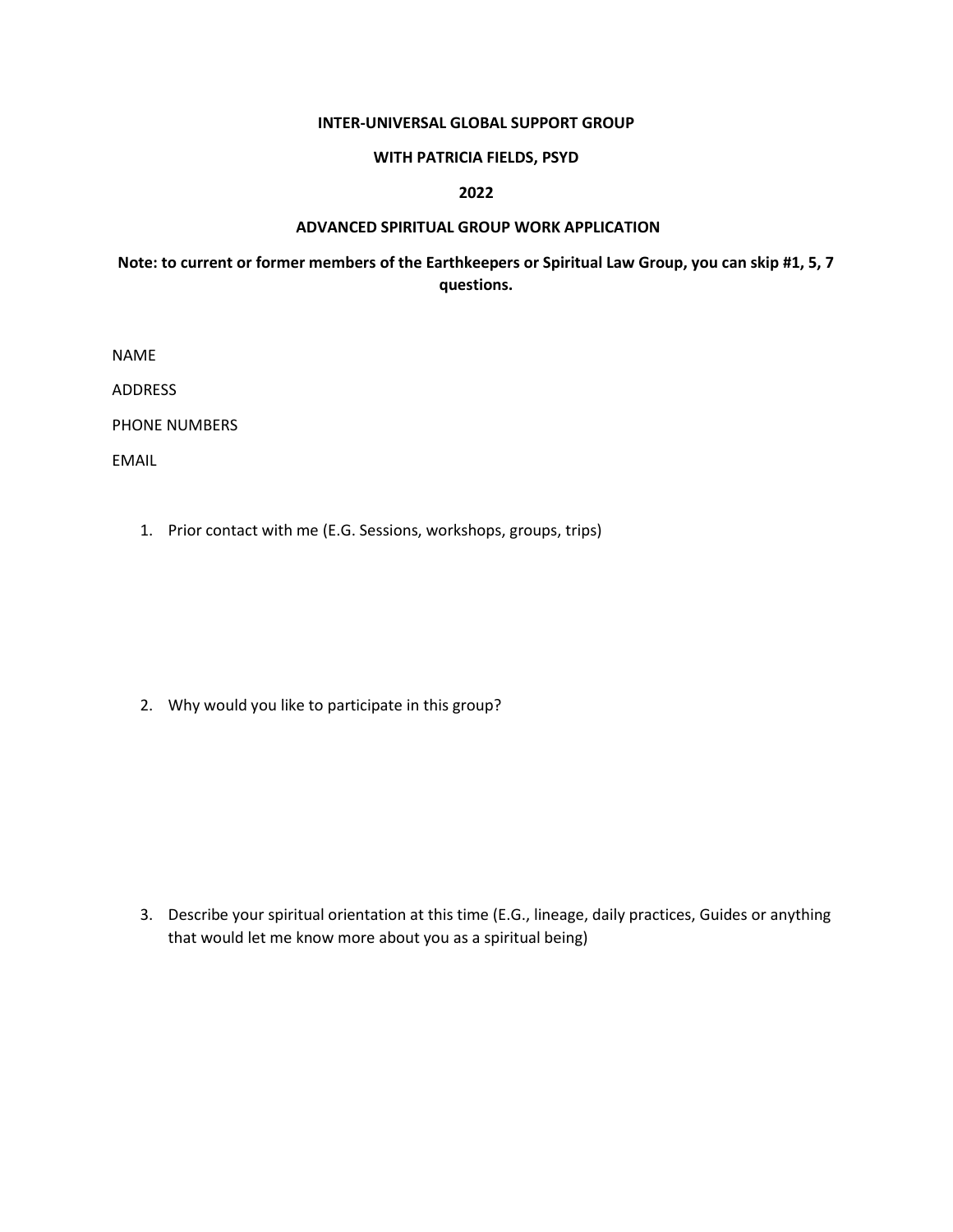**INTER-UNIVERSAL GLOBAL SUPPORT GROUP**

**WITH PATRICIA FIELDS, PSYD**

**2022**

**ADVANCED SPIRITUAL GROUP WORK APPLICATION**

**Note: to current or former members of the Earthkeepers or Spiritual Law Group, you can skip #1, 5, 7 questions.**

NAME

ADDRESS

PHONE NUMBERS

EMAIL

1. Prior contact with me (E.G. Sessions, workshops, groups, trips)

2. Why would you like to participate in this group?

3. Describe your spiritual orientation at this time (E.G., lineage, daily practices, Guides or anything that would let me know more about you as a spiritual being)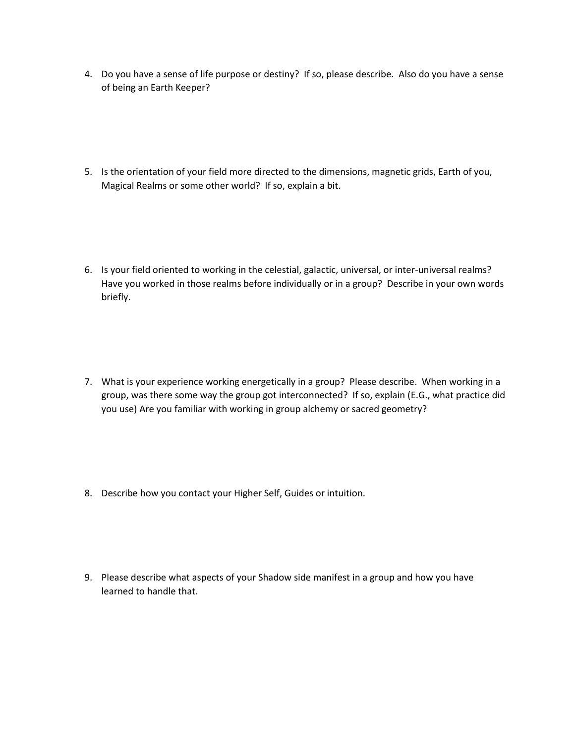4. Do you have a sense of life purpose or destiny? If so, please describe. Also do you have a sense of being an Earth Keeper?

5. Is the orientation of your field more directed to the dimensions, magnetic grids, Earth of you, Magical Realms or some other world? If so, explain a bit.

6. Is your field oriented to working in the celestial, galactic, universal, or inter-universal realms? Have you worked in those realms before individually or in a group? Describe in your own words briefly.

7. What is your experience working energetically in a group? Please describe. When working in a group, was there some way the group got interconnected? If so, explain (E.G., what practice did you use) Are you familiar with working in group alchemy or sacred geometry?

8. Describe how you contact your Higher Self, Guides or intuition.

9. Please describe what aspects of your Shadow side manifest in a group and how you have learned to handle that.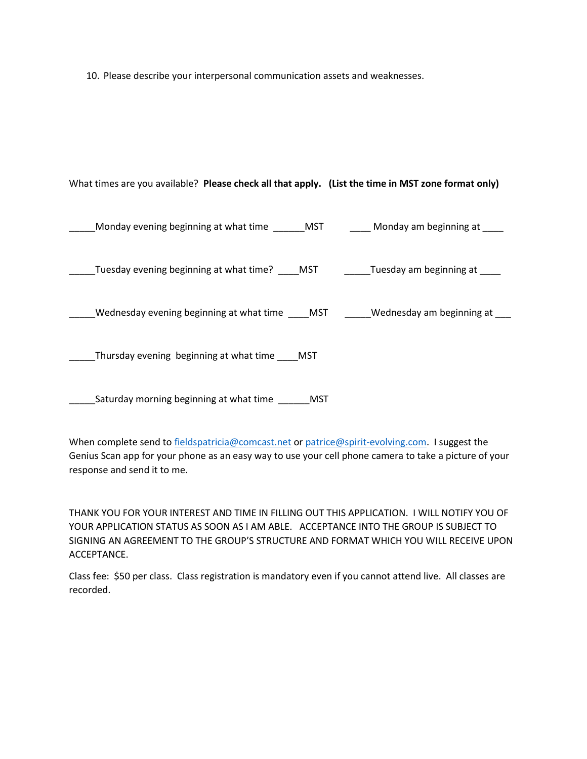10. Please describe your interpersonal communication assets and weaknesses.

What times are you available? **Please check all that apply. (List the time in MST zone format only)**

_____Monday evening beginning at what time ______MST     ____ Monday am beginning at ____

_____Tuesday evening beginning at what time? ____MST     _____Tuesday am beginning at ____

_____Wednesday evening beginning at what time ____MST     _____Wednesday am beginning at ___

_____Thursday evening beginning at what time ____MST

_____Saturday morning beginning at what time ______MST

When complete send to fieldspatricia@comcast.net or patrice@spirit-evolving.com. I suggest the Genius Scan app for your phone as an easy way to use your cell phone camera to take a picture of your response and send it to me.

THANK YOU FOR YOUR INTEREST AND TIME IN FILLING OUT THIS APPLICATION. I WILL NOTIFY YOU OF YOUR APPLICATION STATUS AS SOON AS I AM ABLE. ACCEPTANCE INTO THE GROUP IS SUBJECT TO SIGNING AN AGREEMENT TO THE GROUP'S STRUCTURE AND FORMAT WHICH YOU WILL RECEIVE UPON ACCEPTANCE.

Class fee: $50 per class. Class registration is mandatory even if you cannot attend live. All classes are recorded.